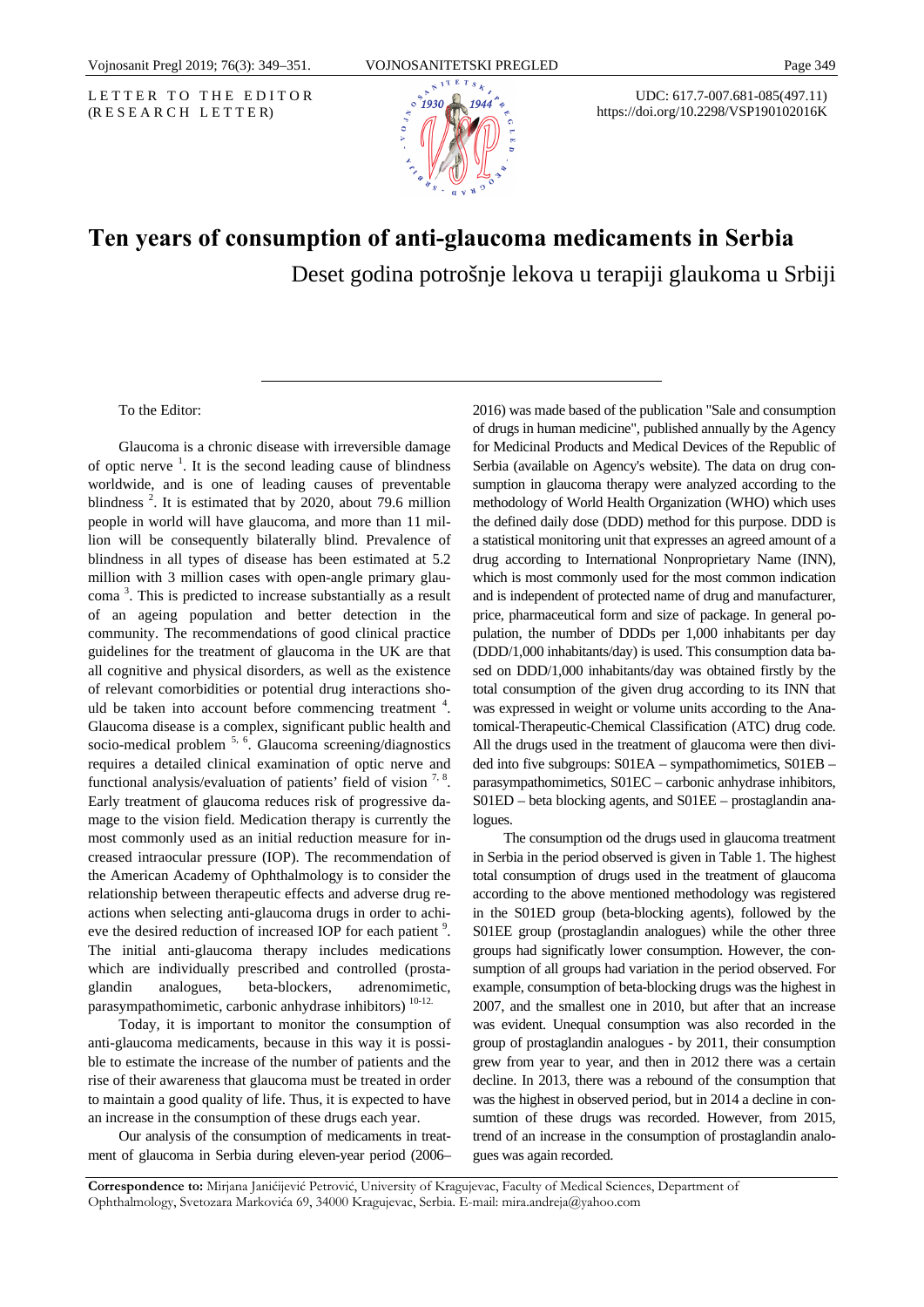LETTER TO THE EDITOR
(RESEARCH LETTER)

UDC: 617.7-007.681-085(497.11)
https://doi.org/10.2298/VSP190102016K

# Ten years of consumption of anti-glaucoma medicaments in Serbia

Deset godina potrošnje lekova u terapiji glaukoma u Srbiji

To the Editor:

Glaucoma is a chronic disease with irreversible damage of optic nerve [1]. It is the second leading cause of blindness worldwide, and is one of leading causes of preventable blindness [2]. It is estimated that by 2020, about 79.6 million people in world will have glaucoma, and more than 11 million will be consequently bilaterally blind. Prevalence of blindness in all types of disease has been estimated at 5.2 million with 3 million cases with open-angle primary glaucoma [3]. This is predicted to increase substantially as a result of an ageing population and better detection in the community. The recommendations of good clinical practice guidelines for the treatment of glaucoma in the UK are that all cognitive and physical disorders, as well as the existence of relevant comorbidities or potential drug interactions should be taken into account before commencing treatment [4]. Glaucoma disease is a complex, significant public health and socio-medical problem [5, 6]. Glaucoma screening/diagnostics requires a detailed clinical examination of optic nerve and functional analysis/evaluation of patients' field of vision [7, 8]. Early treatment of glaucoma reduces risk of progressive damage to the vision field. Medication therapy is currently the most commonly used as an initial reduction measure for increased intraocular pressure (IOP). The recommendation of the American Academy of Ophthalmology is to consider the relationship between therapeutic effects and adverse drug reactions when selecting anti-glaucoma drugs in order to achieve the desired reduction of increased IOP for each patient [9]. The initial anti-glaucoma therapy includes medications which are individually prescribed and controlled (prostaglandin analogues, beta-blockers, adrenomimetic, parasympathomimetic, carbonic anhydrase inhibitors) [10-12].

Today, it is important to monitor the consumption of anti-glaucoma medicaments, because in this way it is possible to estimate the increase of the number of patients and the rise of their awareness that glaucoma must be treated in order to maintain a good quality of life. Thus, it is expected to have an increase in the consumption of these drugs each year.

Our analysis of the consumption of medicaments in treatment of glaucoma in Serbia during eleven-year period (2006–2016) was made based of the publication "Sale and consumption of drugs in human medicine", published annually by the Agency for Medicinal Products and Medical Devices of the Republic of Serbia (available on Agency's website). The data on drug consumption in glaucoma therapy were analyzed according to the methodology of World Health Organization (WHO) which uses the defined daily dose (DDD) method for this purpose. DDD is a statistical monitoring unit that expresses an agreed amount of a drug according to International Nonproprietary Name (INN), which is most commonly used for the most common indication and is independent of protected name of drug and manufacturer, price, pharmaceutical form and size of package. In general population, the number of DDDs per 1,000 inhabitants per day (DDD/1,000 inhabitants/day) is used. This consumption data based on DDD/1,000 inhabitants/day was obtained firstly by the total consumption of the given drug according to its INN that was expressed in weight or volume units according to the Anatomical-Therapeutic-Chemical Classification (ATC) drug code. All the drugs used in the treatment of glaucoma were then divided into five subgroups: S01EA – sympathomimetics, S01EB – parasympathomimetics, S01EC – carbonic anhydrase inhibitors, S01ED – beta blocking agents, and S01EE – prostaglandin analogues.

The consumption od the drugs used in glaucoma treatment in Serbia in the period observed is given in Table 1. The highest total consumption of drugs used in the treatment of glaucoma according to the above mentioned methodology was registered in the S01ED group (beta-blocking agents), followed by the S01EE group (prostaglandin analogues) while the other three groups had significatly lower consumption. However, the consumption of all groups had variation in the period observed. For example, consumption of beta-blocking drugs was the highest in 2007, and the smallest one in 2010, but after that an increase was evident. Unequal consumption was also recorded in the group of prostaglandin analogues - by 2011, their consumption grew from year to year, and then in 2012 there was a certain decline. In 2013, there was a rebound of the consumption that was the highest in observed period, but in 2014 a decline in consumtion of these drugs was recorded. However, from 2015, trend of an increase in the consumption of prostaglandin analogues was again recorded.

**Correspondence to:** Mirjana Janićijević Petrović, University of Kragujevac, Faculty of Medical Sciences, Department of Ophthalmology, Svetozara Markovića 69, 34000 Kragujevac, Serbia. E-mail: mira.andreja@yahoo.com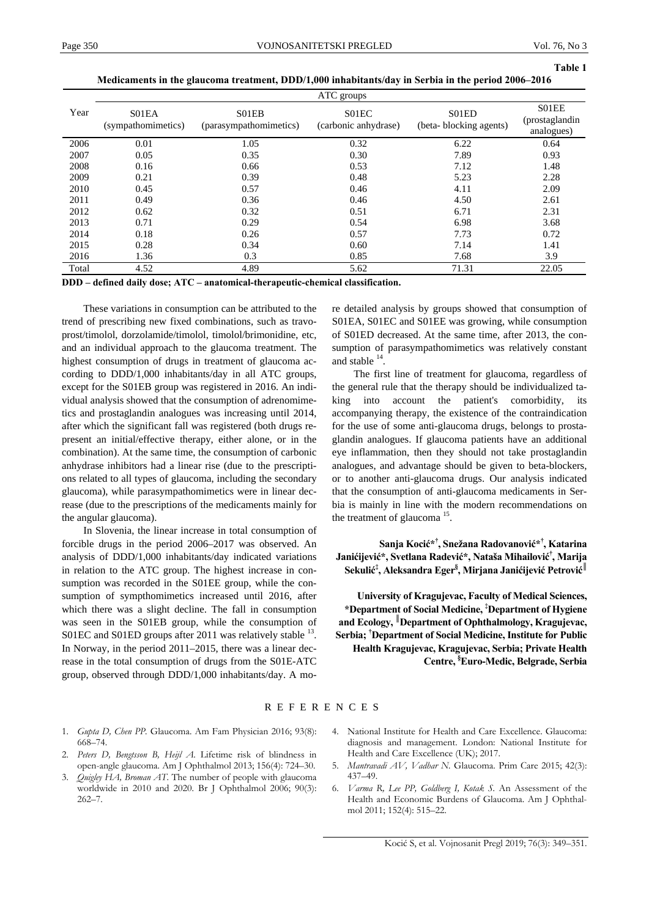Table 1

**Medicaments in the glaucoma treatment, DDD/1,000 inhabitants/day in Serbia in the period 2006–2016**

| Year | ATC groups | | | | |
|---|---|---|---|---|---|
| | S01EA (sympathomimetics) | S01EB (parasympathomimetics) | S01EC (carbonic anhydrase) | S01ED (beta- blocking agents) | S01EE (prostaglandin analogues) |
| 2006 | 0.01 | 1.05 | 0.32 | 6.22 | 0.64 |
| 2007 | 0.05 | 0.35 | 0.30 | 7.89 | 0.93 |
| 2008 | 0.16 | 0.66 | 0.53 | 7.12 | 1.48 |
| 2009 | 0.21 | 0.39 | 0.48 | 5.23 | 2.28 |
| 2010 | 0.45 | 0.57 | 0.46 | 4.11 | 2.09 |
| 2011 | 0.49 | 0.36 | 0.46 | 4.50 | 2.61 |
| 2012 | 0.62 | 0.32 | 0.51 | 6.71 | 2.31 |
| 2013 | 0.71 | 0.29 | 0.54 | 6.98 | 3.68 |
| 2014 | 0.18 | 0.26 | 0.57 | 7.73 | 0.72 |
| 2015 | 0.28 | 0.34 | 0.60 | 7.14 | 1.41 |
| 2016 | 1.36 | 0.3 | 0.85 | 7.68 | 3.9 |
| Total | 4.52 | 4.89 | 5.62 | 71.31 | 22.05 |

**DDD – defined daily dose; ATC – anatomical-therapeutic-chemical classification.**

These variations in consumption can be attributed to the trend of prescribing new fixed combinations, such as travoprost/timolol, dorzolamide/timolol, timolol/brimonidine, etc, and an individual approach to the glaucoma treatment. The highest consumption of drugs in treatment of glaucoma according to DDD/1,000 inhabitants/day in all ATC groups, except for the S01EB group was registered in 2016. An individual analysis showed that the consumption of adrenomimetics and prostaglandin analogues was increasing until 2014, after which the significant fall was registered (both drugs represent an initial/effective therapy, either alone, or in the combination). At the same time, the consumption of carbonic anhydrase inhibitors had a linear rise (due to the prescriptions related to all types of glaucoma, including the secondary glaucoma), while parasympathomimetics were in linear decrease (due to the prescriptions of the medicaments mainly for the angular glaucoma).

In Slovenia, the linear increase in total consumption of forcible drugs in the period 2006–2017 was observed. An analysis of DDD/1,000 inhabitants/day indicated variations in relation to the ATC group. The highest increase in consumption was recorded in the S01EE group, while the consumption of sympthomimetics increased until 2016, after which there was a slight decline. The fall in consumption was seen in the S01EB group, while the consumption of S01EC and S01ED groups after 2011 was relatively stable [13]. In Norway, in the period 2011–2015, there was a linear decrease in the total consumption of drugs from the S01E-ATC group, observed through DDD/1,000 inhabitants/day. A more detailed analysis by groups showed that consumption of S01EA, S01EC and S01EE was growing, while consumption of S01ED decreased. At the same time, after 2013, the consumption of parasympathomimetics was relatively constant and stable [14].

The first line of treatment for glaucoma, regardless of the general rule that the therapy should be individualized taking into account the patient's comorbidity, its accompanying therapy, the existence of the contraindication for the use of some anti-glaucoma drugs, belongs to prostaglandin analogues. If glaucoma patients have an additional eye inflammation, then they should not take prostaglandin analogues, and advantage should be given to beta-blockers, or to another anti-glaucoma drugs. Our analysis indicated that the consumption of anti-glaucoma medicaments in Serbia is mainly in line with the modern recommendations on the treatment of glaucoma [15].

**Sanja Kocić*[†], Snežana Radovanović*[†], Katarina Janićijević*, Svetlana Radević*, Nataša Mihailović[†], Marija Sekulić[‡], Aleksandra Eger[§], Mirjana Janićijević Petrović[∥]**

**University of Kragujevac, Faculty of Medical Sciences, *Department of Social Medicine, [‡]Department of Hygiene and Ecology, [∥]Department of Ophthalmology, Kragujevac, Serbia; [†]Department of Social Medicine, Institute for Public Health Kragujevac, Kragujevac, Serbia; Private Health Centre, [§]Euro-Medic, Belgrade, Serbia**

## REFERENCES

1. *Gupta D, Chen PP.* Glaucoma. Am Fam Physician 2016; 93(8): 668–74.
2. *Peters D, Bengtsson B, Heijl A.* Lifetime risk of blindness in open-angle glaucoma. Am J Ophthalmol 2013; 156(4): 724–30.
3. *Quigley HA, Broman AT.* The number of people with glaucoma worldwide in 2010 and 2020. Br J Ophthalmol 2006; 90(3): 262–7.
4. National Institute for Health and Care Excellence. Glaucoma: diagnosis and management. London: National Institute for Health and Care Excellence (UK); 2017.
5. *Mantravadi AV, Vadhar N.* Glaucoma. Prim Care 2015; 42(3): 437–49.
6. *Varma R, Lee PP, Goldberg I, Kotak S.* An Assessment of the Health and Economic Burdens of Glaucoma. Am J Ophthalmol 2011; 152(4): 515–22.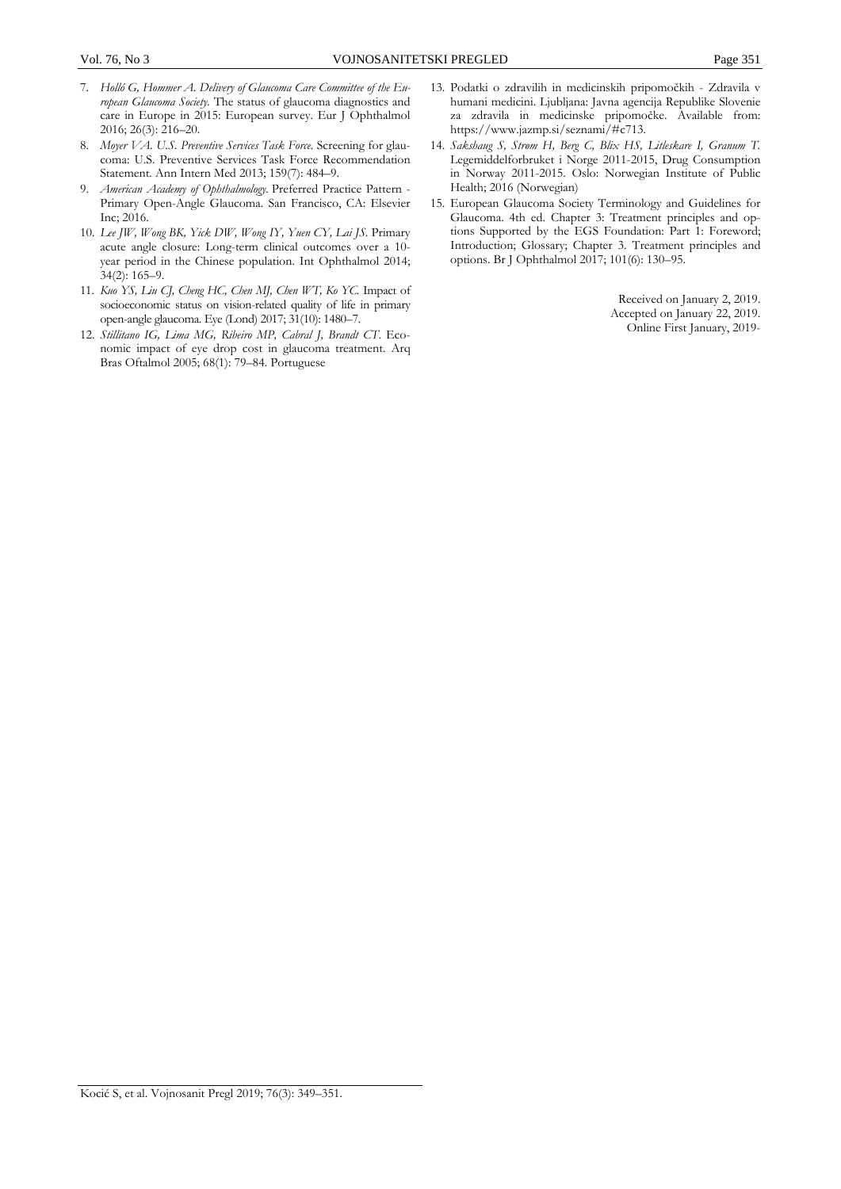7. *Holló G, Hommer A. Delivery of Glaucoma Care Committee of the European Glaucoma Society.* The status of glaucoma diagnostics and care in Europe in 2015: European survey. Eur J Ophthalmol 2016; 26(3): 216–20.
8. *Moyer VA. U.S. Preventive Services Task Force.* Screening for glaucoma: U.S. Preventive Services Task Force Recommendation Statement. Ann Intern Med 2013; 159(7): 484–9.
9. *American Academy of Ophthalmology.* Preferred Practice Pattern - Primary Open-Angle Glaucoma. San Francisco, CA: Elsevier Inc; 2016.
10. *Lee JW, Wong BK, Yick DW, Wong IY, Yuen CY, Lai JS.* Primary acute angle closure: Long-term clinical outcomes over a 10-year period in the Chinese population. Int Ophthalmol 2014; 34(2): 165–9.
11. *Kuo YS, Liu CJ, Cheng HC, Chen MJ, Chen WT, Ko YC.* Impact of socioeconomic status on vision-related quality of life in primary open-angle glaucoma. Eye (Lond) 2017; 31(10): 1480–7.
12. *Stillitano IG, Lima MG, Ribeiro MP, Cabral J, Brandt CT.* Economic impact of eye drop cost in glaucoma treatment. Arq Bras Oftalmol 2005; 68(1): 79–84. Portuguese
13. Podatki o zdravilih in medicinskih pripomočkih - Zdravila v humani medicini. Ljubljana: Javna agencija Republike Slovenie za zdravila in medicinske pripomočke. Available from: https://www.jazmp.si/seznami/#c713.
14. *Sakshaug S, Strøm H, Berg C, Blix HS, Litleskare I, Granum T.* Legemiddelforbruket i Norge 2011-2015, Drug Consumption in Norway 2011-2015. Oslo: Norwegian Institute of Public Health; 2016 (Norwegian)
15. European Glaucoma Society Terminology and Guidelines for Glaucoma. 4th ed. Chapter 3: Treatment principles and options Supported by the EGS Foundation: Part 1: Foreword; Introduction; Glossary; Chapter 3. Treatment principles and options. Br J Ophthalmol 2017; 101(6): 130–95.

Received on January 2, 2019.
Accepted on January 22, 2019.
Online First January, 2019-